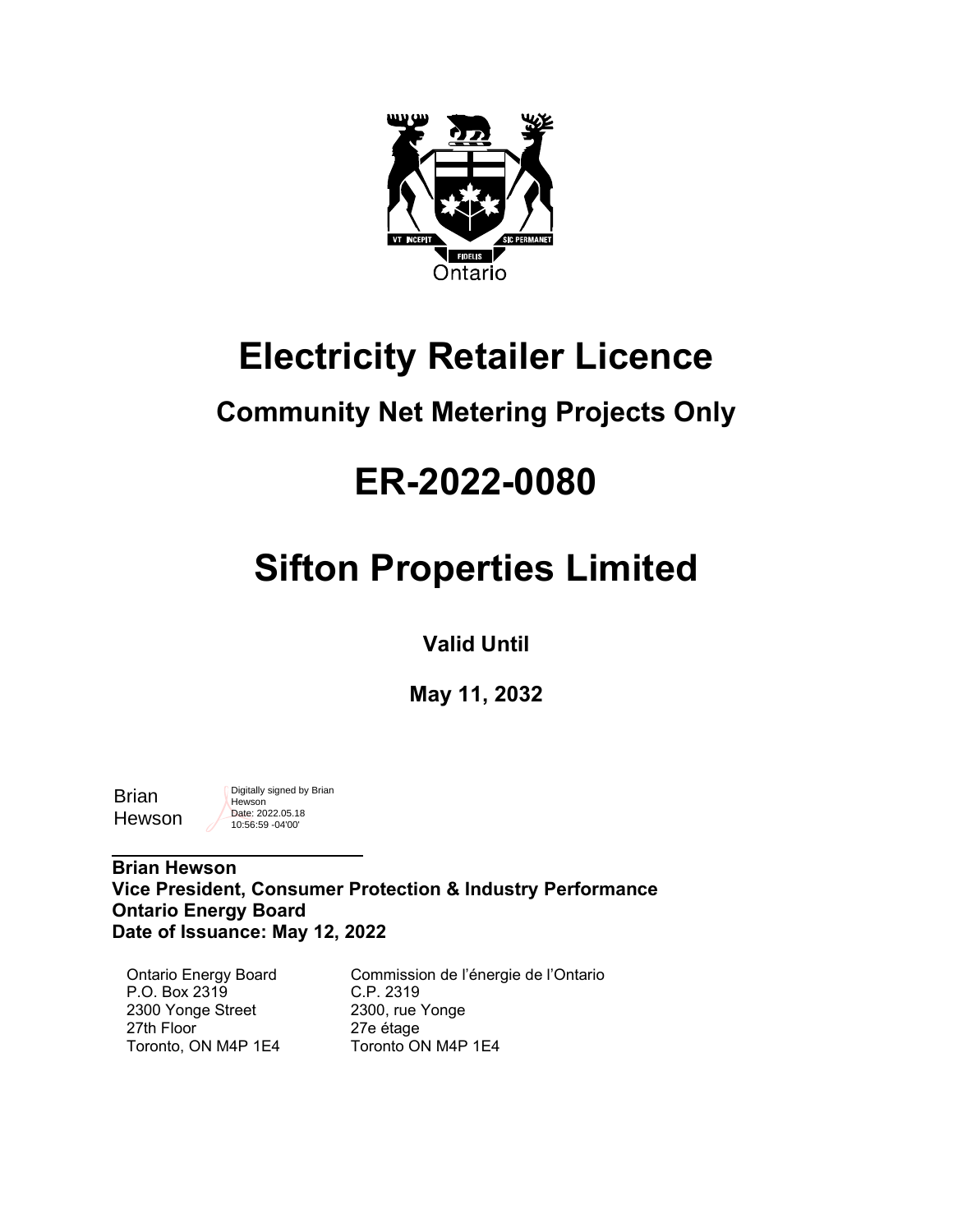# Electricity Retailer Licence

## Community Net Metering Projects Only

# ER-2022-0080

# Sifton Properties Limited

**Valid Until**

**May 11, 2032**

Brian Hewson

Digitally signed by Brian Hewson
Date: 2022.05.18 10:56:59 -04'00'

**Brian Hewson**
**Vice President, Consumer Protection & Industry Performance**
**Ontario Energy Board**
**Date of Issuance: May 12, 2022**

Ontario Energy Board
P.O. Box 2319
2300 Yonge Street
27th Floor
Toronto, ON M4P 1E4

Commission de l'énergie de l'Ontario
C.P. 2319
2300, rue Yonge
27e étage
Toronto ON M4P 1E4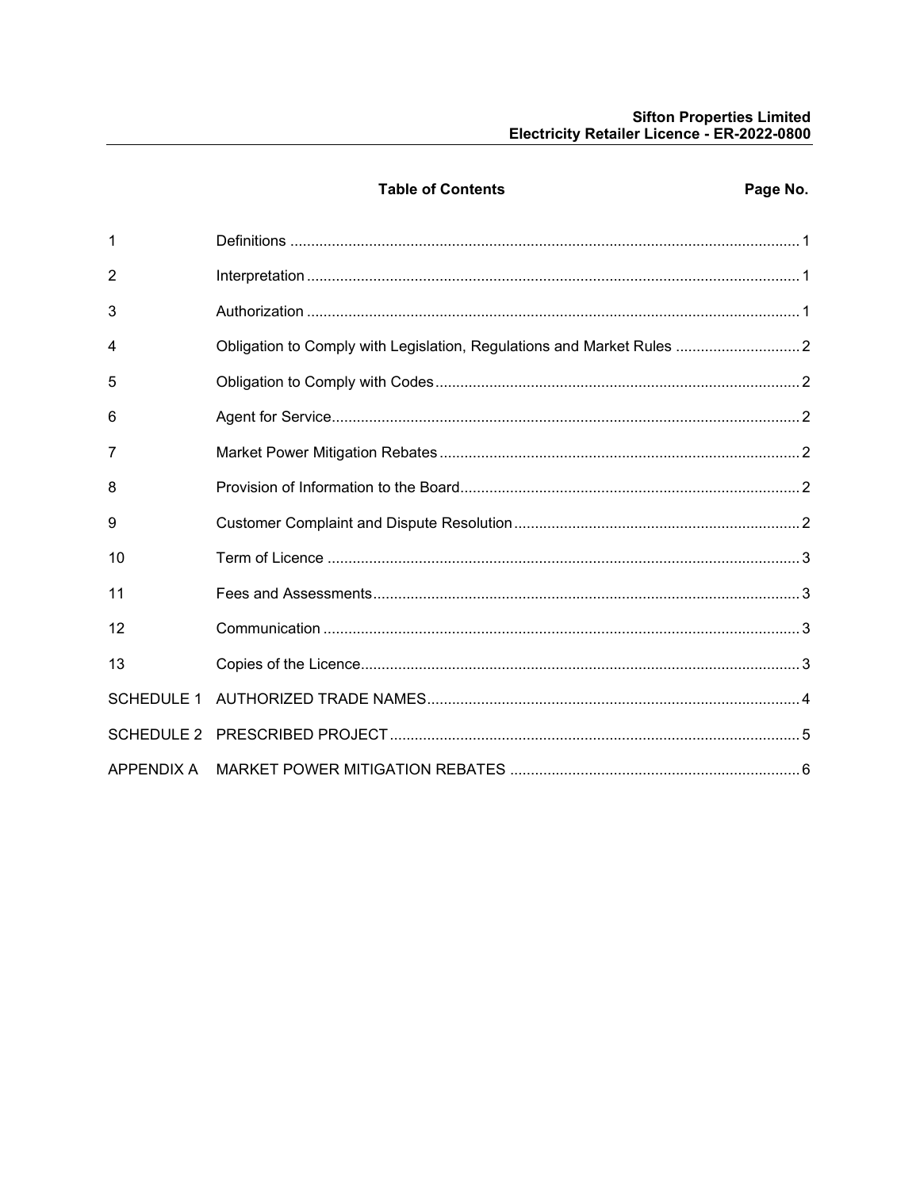## Table of Contents

| | | Page No. |
|---|---|---|
| 1 | Definitions | 1 |
| 2 | Interpretation | 1 |
| 3 | Authorization | 1 |
| 4 | Obligation to Comply with Legislation, Regulations and Market Rules | 2 |
| 5 | Obligation to Comply with Codes | 2 |
| 6 | Agent for Service | 2 |
| 7 | Market Power Mitigation Rebates | 2 |
| 8 | Provision of Information to the Board | 2 |
| 9 | Customer Complaint and Dispute Resolution | 2 |
| 10 | Term of Licence | 3 |
| 11 | Fees and Assessments | 3 |
| 12 | Communication | 3 |
| 13 | Copies of the Licence | 3 |
| SCHEDULE 1 | AUTHORIZED TRADE NAMES | 4 |
| SCHEDULE 2 | PRESCRIBED PROJECT | 5 |
| APPENDIX A | MARKET POWER MITIGATION REBATES | 6 |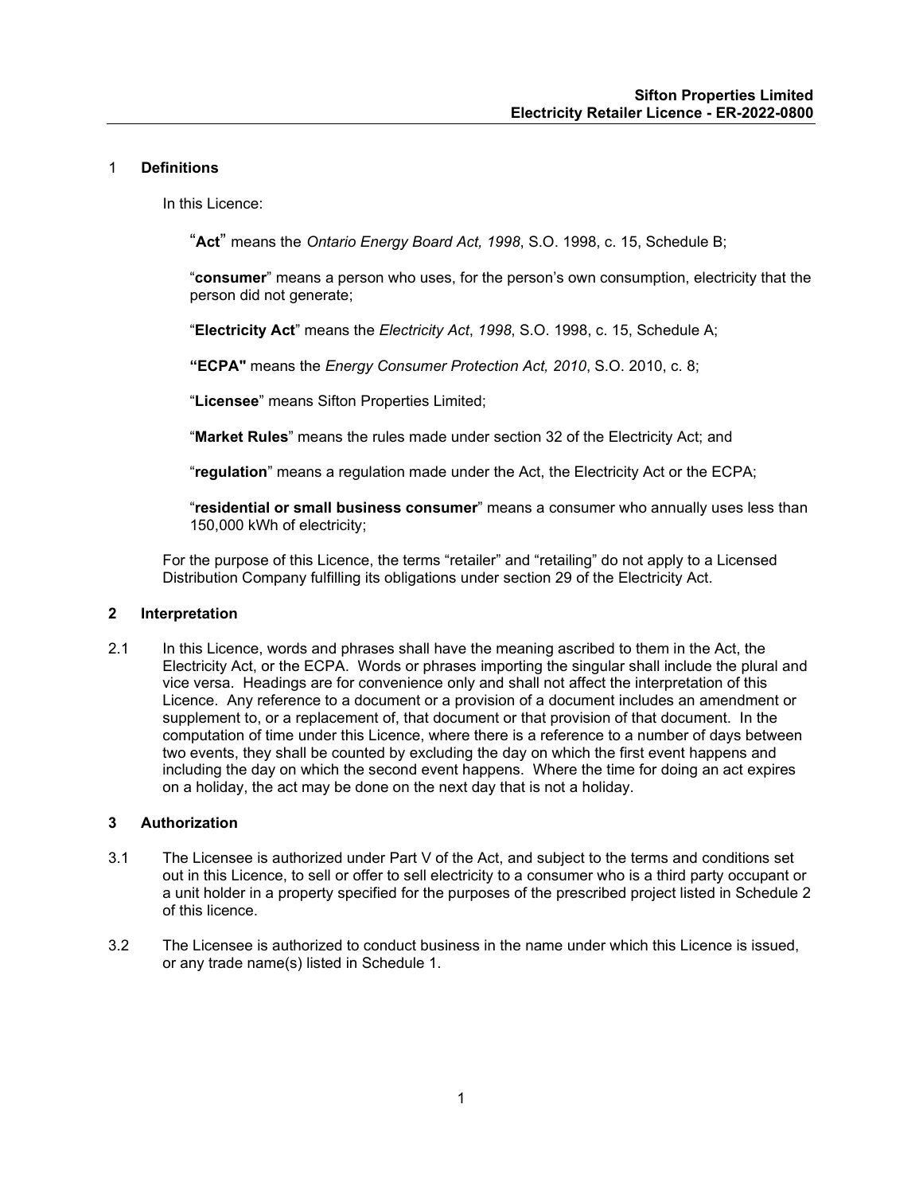## 1 Definitions

In this Licence:

"**Act**" means the *Ontario Energy Board Act, 1998*, S.O. 1998, c. 15, Schedule B;

"**consumer**" means a person who uses, for the person's own consumption, electricity that the person did not generate;

"**Electricity Act**" means the *Electricity Act*, *1998*, S.O. 1998, c. 15, Schedule A;

**"ECPA"** means the *Energy Consumer Protection Act, 2010*, S.O. 2010, c. 8;

"**Licensee**" means Sifton Properties Limited;

"**Market Rules**" means the rules made under section 32 of the Electricity Act; and

"**regulation**" means a regulation made under the Act, the Electricity Act or the ECPA;

"**residential or small business consumer**" means a consumer who annually uses less than 150,000 kWh of electricity;

For the purpose of this Licence, the terms "retailer" and "retailing" do not apply to a Licensed Distribution Company fulfilling its obligations under section 29 of the Electricity Act.

## 2 Interpretation

2.1 In this Licence, words and phrases shall have the meaning ascribed to them in the Act, the Electricity Act, or the ECPA. Words or phrases importing the singular shall include the plural and vice versa. Headings are for convenience only and shall not affect the interpretation of this Licence. Any reference to a document or a provision of a document includes an amendment or supplement to, or a replacement of, that document or that provision of that document. In the computation of time under this Licence, where there is a reference to a number of days between two events, they shall be counted by excluding the day on which the first event happens and including the day on which the second event happens. Where the time for doing an act expires on a holiday, the act may be done on the next day that is not a holiday.

## 3 Authorization

3.1 The Licensee is authorized under Part V of the Act, and subject to the terms and conditions set out in this Licence, to sell or offer to sell electricity to a consumer who is a third party occupant or a unit holder in a property specified for the purposes of the prescribed project listed in Schedule 2 of this licence.

3.2 The Licensee is authorized to conduct business in the name under which this Licence is issued, or any trade name(s) listed in Schedule 1.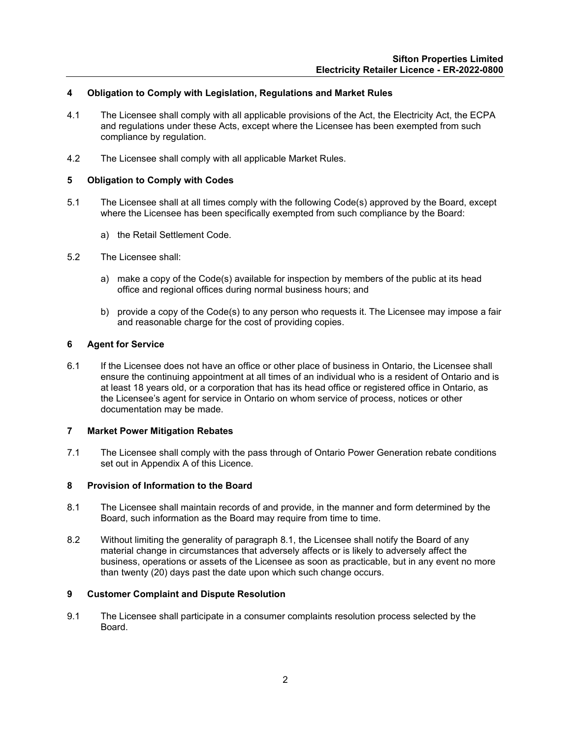## 4 Obligation to Comply with Legislation, Regulations and Market Rules

4.1 The Licensee shall comply with all applicable provisions of the Act, the Electricity Act, the ECPA and regulations under these Acts, except where the Licensee has been exempted from such compliance by regulation.

4.2 The Licensee shall comply with all applicable Market Rules.

## 5 Obligation to Comply with Codes

5.1 The Licensee shall at all times comply with the following Code(s) approved by the Board, except where the Licensee has been specifically exempted from such compliance by the Board:

a) the Retail Settlement Code.

5.2 The Licensee shall:

a) make a copy of the Code(s) available for inspection by members of the public at its head office and regional offices during normal business hours; and

b) provide a copy of the Code(s) to any person who requests it. The Licensee may impose a fair and reasonable charge for the cost of providing copies.

## 6 Agent for Service

6.1 If the Licensee does not have an office or other place of business in Ontario, the Licensee shall ensure the continuing appointment at all times of an individual who is a resident of Ontario and is at least 18 years old, or a corporation that has its head office or registered office in Ontario, as the Licensee's agent for service in Ontario on whom service of process, notices or other documentation may be made.

## 7 Market Power Mitigation Rebates

7.1 The Licensee shall comply with the pass through of Ontario Power Generation rebate conditions set out in Appendix A of this Licence.

## 8 Provision of Information to the Board

8.1 The Licensee shall maintain records of and provide, in the manner and form determined by the Board, such information as the Board may require from time to time.

8.2 Without limiting the generality of paragraph 8.1, the Licensee shall notify the Board of any material change in circumstances that adversely affects or is likely to adversely affect the business, operations or assets of the Licensee as soon as practicable, but in any event no more than twenty (20) days past the date upon which such change occurs.

## 9 Customer Complaint and Dispute Resolution

9.1 The Licensee shall participate in a consumer complaints resolution process selected by the Board.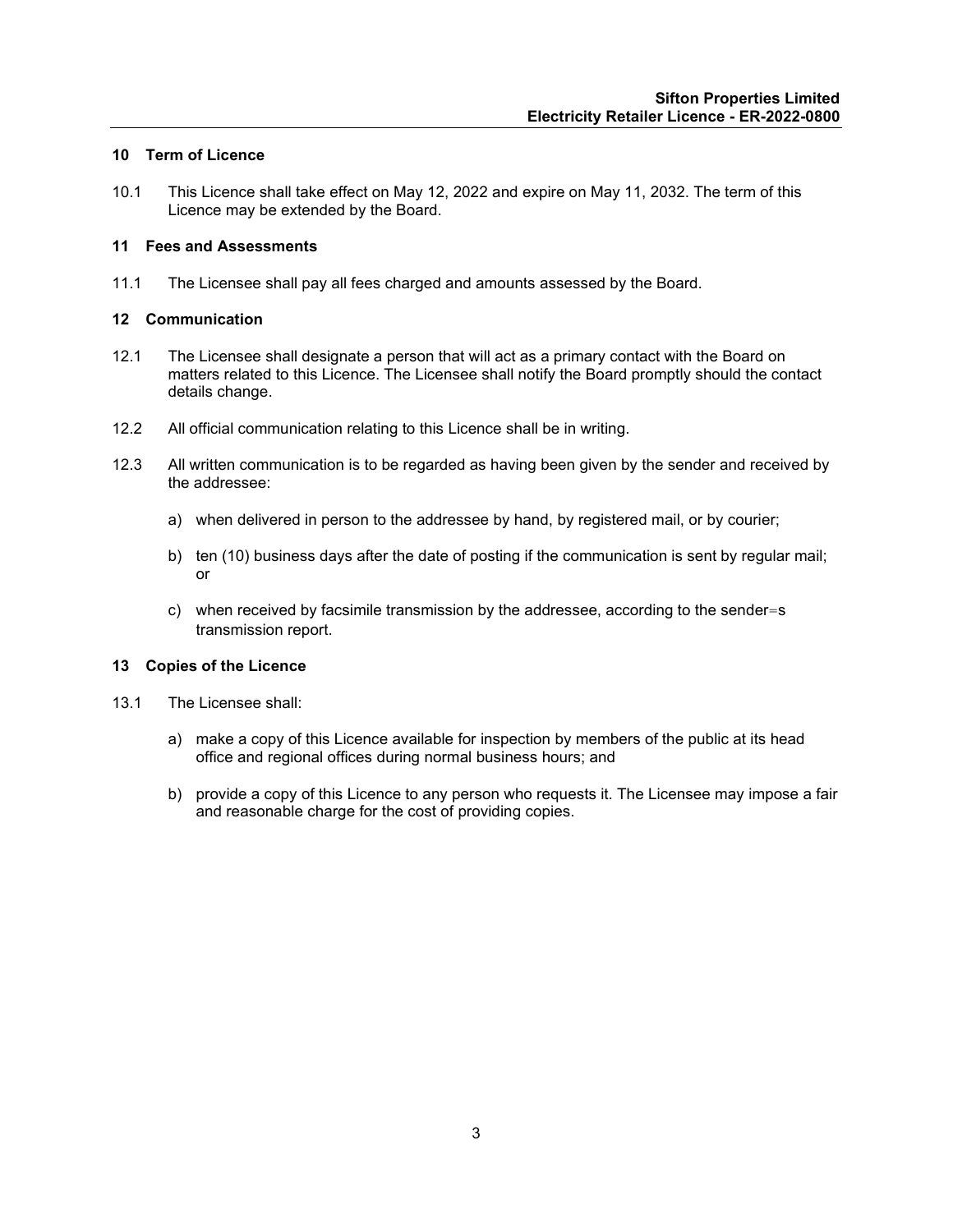## 10 Term of Licence

10.1 This Licence shall take effect on May 12, 2022 and expire on May 11, 2032. The term of this Licence may be extended by the Board.

## 11 Fees and Assessments

11.1 The Licensee shall pay all fees charged and amounts assessed by the Board.

## 12 Communication

12.1 The Licensee shall designate a person that will act as a primary contact with the Board on matters related to this Licence. The Licensee shall notify the Board promptly should the contact details change.

12.2 All official communication relating to this Licence shall be in writing.

12.3 All written communication is to be regarded as having been given by the sender and received by the addressee:

a) when delivered in person to the addressee by hand, by registered mail, or by courier;

b) ten (10) business days after the date of posting if the communication is sent by regular mail; or

c) when received by facsimile transmission by the addressee, according to the sender=s transmission report.

## 13 Copies of the Licence

13.1 The Licensee shall:

a) make a copy of this Licence available for inspection by members of the public at its head office and regional offices during normal business hours; and

b) provide a copy of this Licence to any person who requests it. The Licensee may impose a fair and reasonable charge for the cost of providing copies.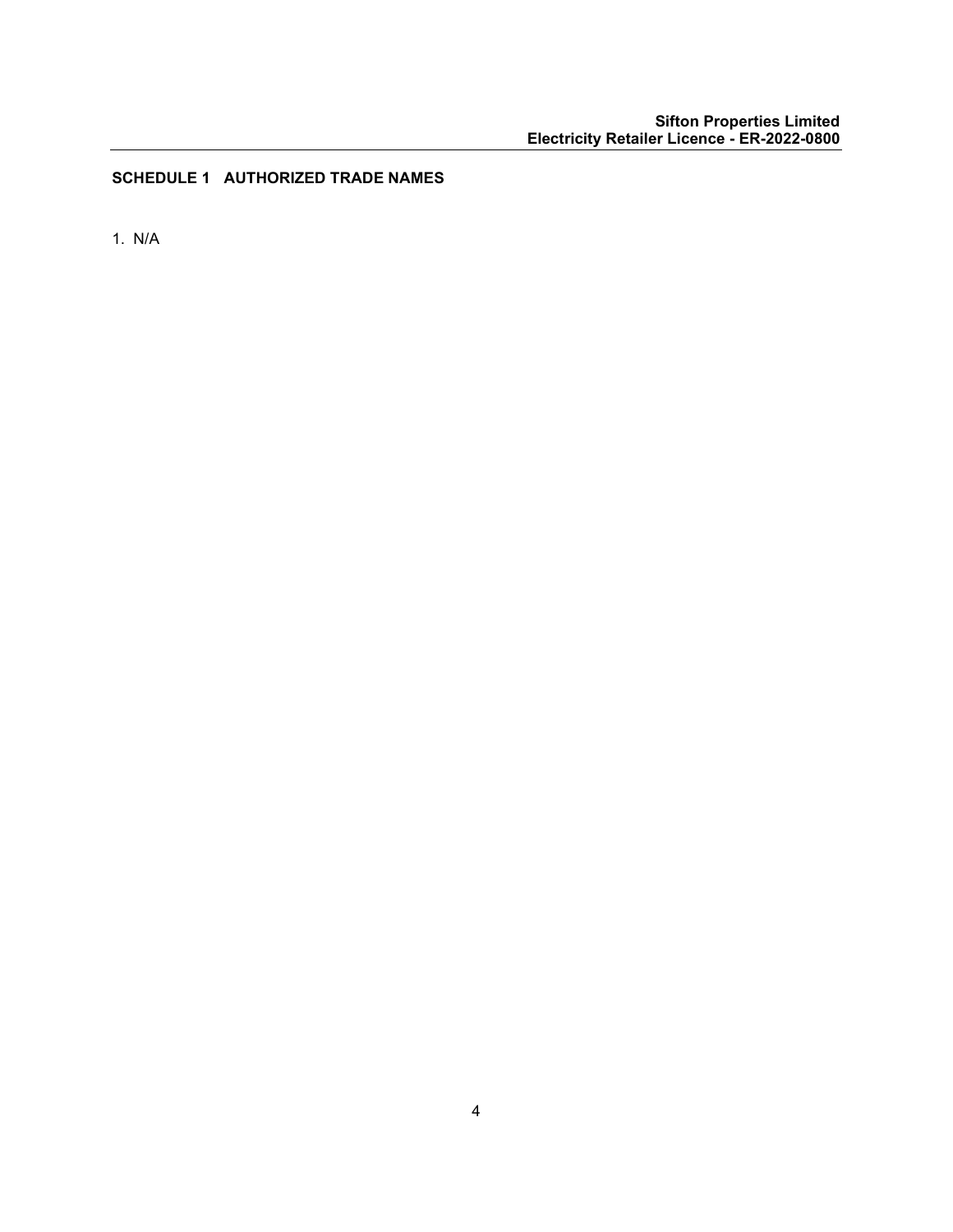## SCHEDULE 1 AUTHORIZED TRADE NAMES

1. N/A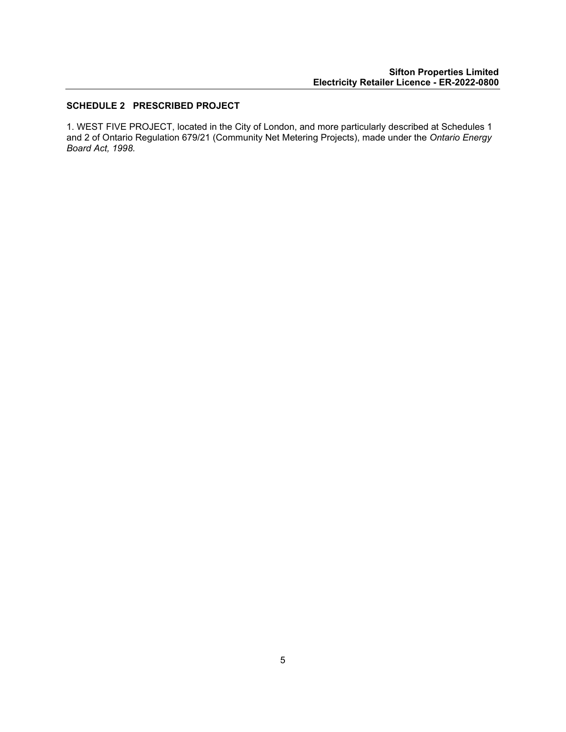## SCHEDULE 2 PRESCRIBED PROJECT

1. WEST FIVE PROJECT, located in the City of London, and more particularly described at Schedules 1 and 2 of Ontario Regulation 679/21 (Community Net Metering Projects), made under the *Ontario Energy Board Act, 1998.*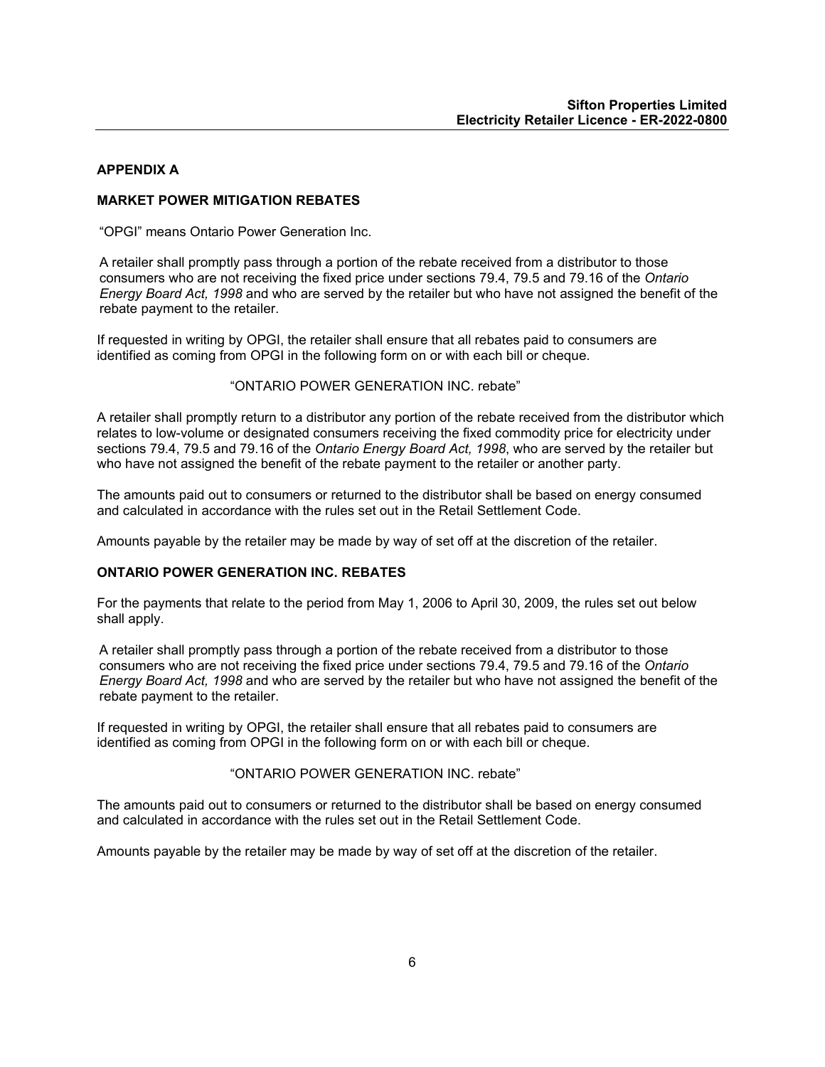## APPENDIX A

### MARKET POWER MITIGATION REBATES

"OPGI" means Ontario Power Generation Inc.

A retailer shall promptly pass through a portion of the rebate received from a distributor to those consumers who are not receiving the fixed price under sections 79.4, 79.5 and 79.16 of the *Ontario Energy Board Act, 1998* and who are served by the retailer but who have not assigned the benefit of the rebate payment to the retailer.

If requested in writing by OPGI, the retailer shall ensure that all rebates paid to consumers are identified as coming from OPGI in the following form on or with each bill or cheque.

"ONTARIO POWER GENERATION INC. rebate"

A retailer shall promptly return to a distributor any portion of the rebate received from the distributor which relates to low-volume or designated consumers receiving the fixed commodity price for electricity under sections 79.4, 79.5 and 79.16 of the *Ontario Energy Board Act, 1998*, who are served by the retailer but who have not assigned the benefit of the rebate payment to the retailer or another party.

The amounts paid out to consumers or returned to the distributor shall be based on energy consumed and calculated in accordance with the rules set out in the Retail Settlement Code.

Amounts payable by the retailer may be made by way of set off at the discretion of the retailer.

### ONTARIO POWER GENERATION INC. REBATES

For the payments that relate to the period from May 1, 2006 to April 30, 2009, the rules set out below shall apply.

A retailer shall promptly pass through a portion of the rebate received from a distributor to those consumers who are not receiving the fixed price under sections 79.4, 79.5 and 79.16 of the *Ontario Energy Board Act, 1998* and who are served by the retailer but who have not assigned the benefit of the rebate payment to the retailer.

If requested in writing by OPGI, the retailer shall ensure that all rebates paid to consumers are identified as coming from OPGI in the following form on or with each bill or cheque.

"ONTARIO POWER GENERATION INC. rebate"

The amounts paid out to consumers or returned to the distributor shall be based on energy consumed and calculated in accordance with the rules set out in the Retail Settlement Code.

Amounts payable by the retailer may be made by way of set off at the discretion of the retailer.